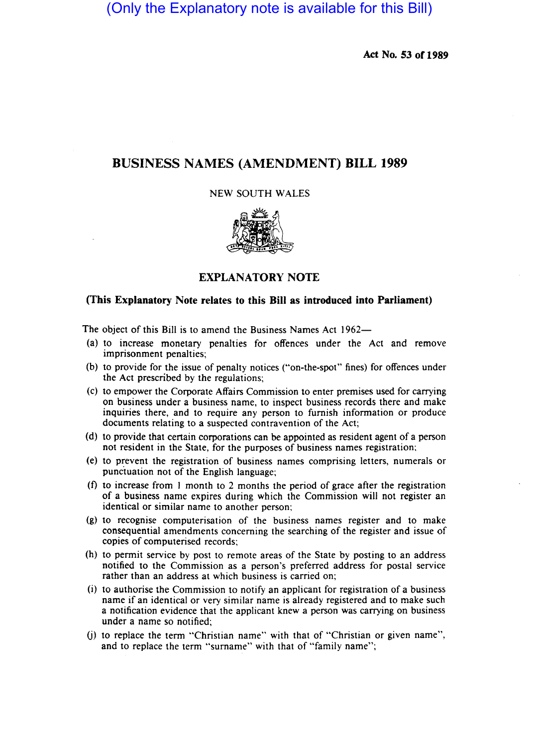(Only the Explanatory note is available for this Bill)

**Act No. 53 of 1989**

# BUSINESS NAMES (AMENDMENT) BILL 1989

NEW SOUTH WALES

## EXPLANATORY NOTE

### (This Explanatory Note relates to this Bill as introduced into Parliament)

The object of this Bill is to amend the Business Names Act 1962—

(a) to increase monetary penalties for offences under the Act and remove imprisonment penalties;

(b) to provide for the issue of penalty notices ("on-the-spot" fines) for offences under the Act prescribed by the regulations;

(c) to empower the Corporate Affairs Commission to enter premises used for carrying on business under a business name, to inspect business records there and make inquiries there, and to require any person to furnish information or produce documents relating to a suspected contravention of the Act;

(d) to provide that certain corporations can be appointed as resident agent of a person not resident in the State, for the purposes of business names registration;

(e) to prevent the registration of business names comprising letters, numerals or punctuation not of the English language;

(f) to increase from 1 month to 2 months the period of grace after the registration of a business name expires during which the Commission will not register an identical or similar name to another person;

(g) to recognise computerisation of the business names register and to make consequential amendments concerning the searching of the register and issue of copies of computerised records;

(h) to permit service by post to remote areas of the State by posting to an address notified to the Commission as a person's preferred address for postal service rather than an address at which business is carried on;

(i) to authorise the Commission to notify an applicant for registration of a business name if an identical or very similar name is already registered and to make such a notification evidence that the applicant knew a person was carrying on business under a name so notified;

(j) to replace the term "Christian name" with that of "Christian or given name", and to replace the term "surname" with that of "family name";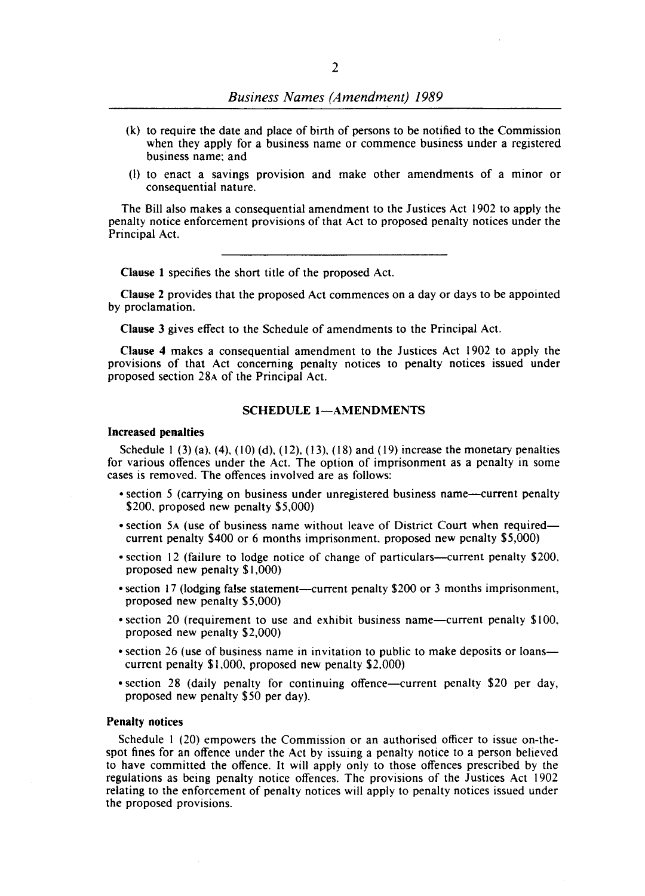(k) to require the date and place of birth of persons to be notified to the Commission when they apply for a business name or commence business under a registered business name; and

(l) to enact a savings provision and make other amendments of a minor or consequential nature.

The Bill also makes a consequential amendment to the Justices Act 1902 to apply the penalty notice enforcement provisions of that Act to proposed penalty notices under the Principal Act.

---

**Clause 1** specifies the short title of the proposed Act.

**Clause 2** provides that the proposed Act commences on a day or days to be appointed by proclamation.

**Clause 3** gives effect to the Schedule of amendments to the Principal Act.

**Clause 4** makes a consequential amendment to the Justices Act 1902 to apply the provisions of that Act concerning penalty notices to penalty notices issued under proposed section 28A of the Principal Act.

## SCHEDULE 1—AMENDMENTS

### Increased penalties

Schedule 1 (3) (a), (4), (10) (d), (12), (13), (18) and (19) increase the monetary penalties for various offences under the Act. The option of imprisonment as a penalty in some cases is removed. The offences involved are as follows:

- section 5 (carrying on business under unregistered business name—current penalty $200, proposed new penalty $5,000)
- section 5A (use of business name without leave of District Court when required—current penalty $400 or 6 months imprisonment, proposed new penalty $5,000)
- section 12 (failure to lodge notice of change of particulars—current penalty $200, proposed new penalty $1,000)
- section 17 (lodging false statement—current penalty $200 or 3 months imprisonment, proposed new penalty $5,000)
- section 20 (requirement to use and exhibit business name—current penalty $100, proposed new penalty $2,000)
- section 26 (use of business name in invitation to public to make deposits or loans—current penalty $1,000, proposed new penalty $2,000)
- section 28 (daily penalty for continuing offence—current penalty $20 per day, proposed new penalty $50 per day).

### Penalty notices

Schedule 1 (20) empowers the Commission or an authorised officer to issue on-the-spot fines for an offence under the Act by issuing a penalty notice to a person believed to have committed the offence. It will apply only to those offences prescribed by the regulations as being penalty notice offences. The provisions of the Justices Act 1902 relating to the enforcement of penalty notices will apply to penalty notices issued under the proposed provisions.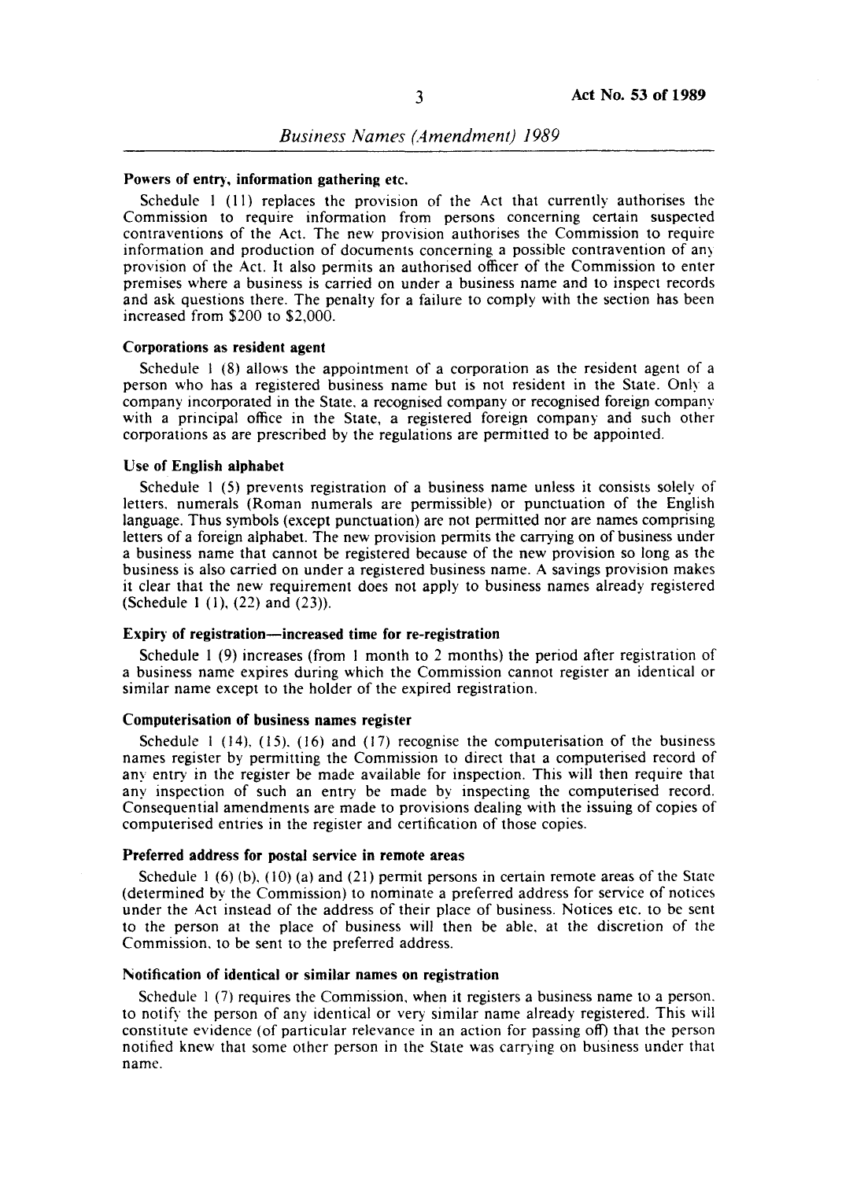**Powers of entry, information gathering etc.**

Schedule 1 (11) replaces the provision of the Act that currently authorises the Commission to require information from persons concerning certain suspected contraventions of the Act. The new provision authorises the Commission to require information and production of documents concerning a possible contravention of any provision of the Act. It also permits an authorised officer of the Commission to enter premises where a business is carried on under a business name and to inspect records and ask questions there. The penalty for a failure to comply with the section has been increased from $200 to $2,000.

**Corporations as resident agent**

Schedule 1 (8) allows the appointment of a corporation as the resident agent of a person who has a registered business name but is not resident in the State. Only a company incorporated in the State, a recognised company or recognised foreign company with a principal office in the State, a registered foreign company and such other corporations as are prescribed by the regulations are permitted to be appointed.

**Use of English alphabet**

Schedule 1 (5) prevents registration of a business name unless it consists solely of letters, numerals (Roman numerals are permissible) or punctuation of the English language. Thus symbols (except punctuation) are not permitted nor are names comprising letters of a foreign alphabet. The new provision permits the carrying on of business under a business name that cannot be registered because of the new provision so long as the business is also carried on under a registered business name. A savings provision makes it clear that the new requirement does not apply to business names already registered (Schedule 1 (1), (22) and (23)).

**Expiry of registration—increased time for re-registration**

Schedule 1 (9) increases (from 1 month to 2 months) the period after registration of a business name expires during which the Commission cannot register an identical or similar name except to the holder of the expired registration.

**Computerisation of business names register**

Schedule 1 (14), (15), (16) and (17) recognise the computerisation of the business names register by permitting the Commission to direct that a computerised record of any entry in the register be made available for inspection. This will then require that any inspection of such an entry be made by inspecting the computerised record. Consequential amendments are made to provisions dealing with the issuing of copies of computerised entries in the register and certification of those copies.

**Preferred address for postal service in remote areas**

Schedule 1 (6) (b), (10) (a) and (21) permit persons in certain remote areas of the State (determined by the Commission) to nominate a preferred address for service of notices under the Act instead of the address of their place of business. Notices etc. to be sent to the person at the place of business will then be able, at the discretion of the Commission, to be sent to the preferred address.

**Notification of identical or similar names on registration**

Schedule 1 (7) requires the Commission, when it registers a business name to a person, to notify the person of any identical or very similar name already registered. This will constitute evidence (of particular relevance in an action for passing off) that the person notified knew that some other person in the State was carrying on business under that name.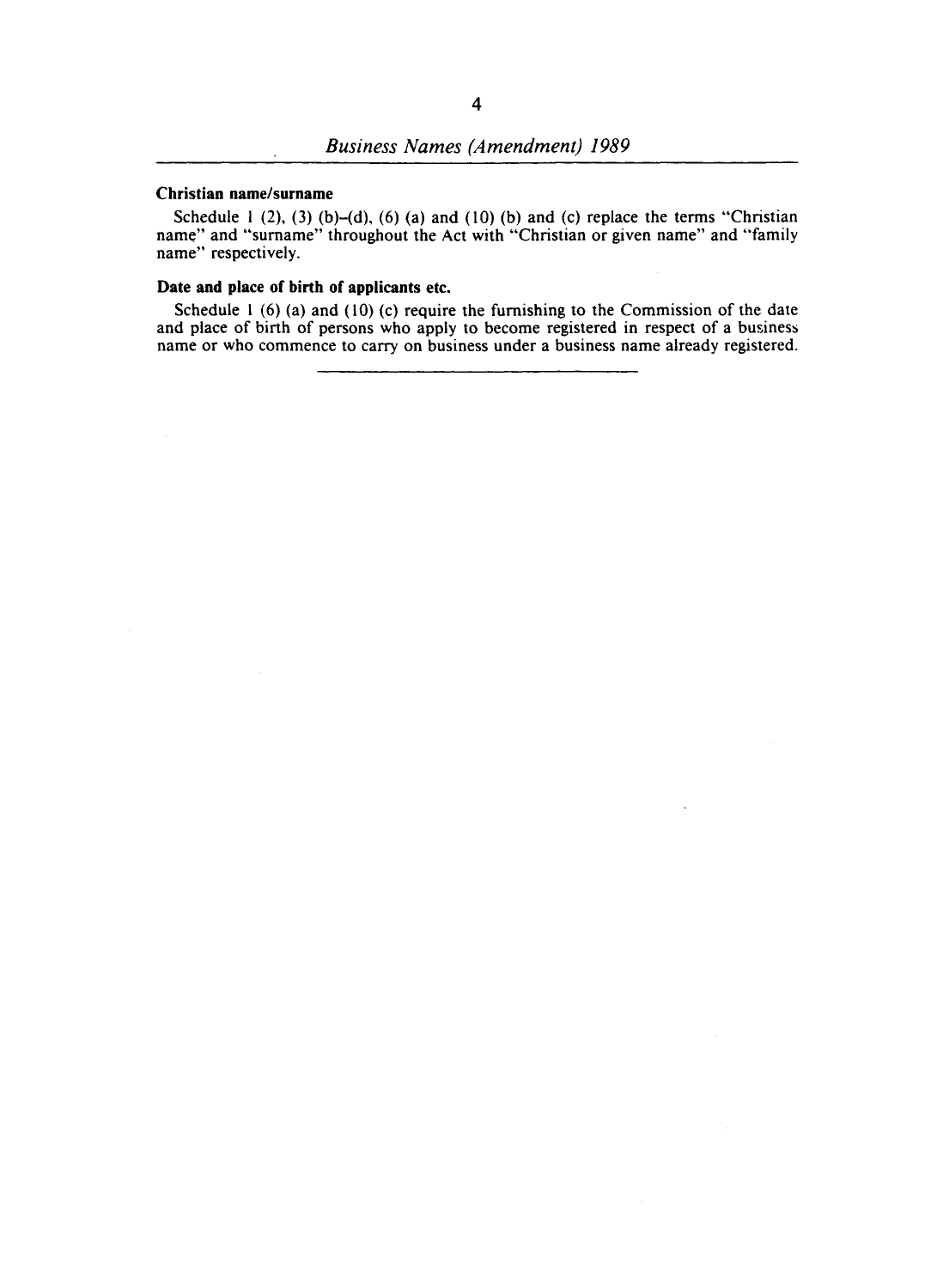**Christian name/surname**

Schedule 1 (2), (3) (b)–(d), (6) (a) and (10) (b) and (c) replace the terms "Christian name" and "surname" throughout the Act with "Christian or given name" and "family name" respectively.

**Date and place of birth of applicants etc.**

Schedule 1 (6) (a) and (10) (c) require the furnishing to the Commission of the date and place of birth of persons who apply to become registered in respect of a business name or who commence to carry on business under a business name already registered.